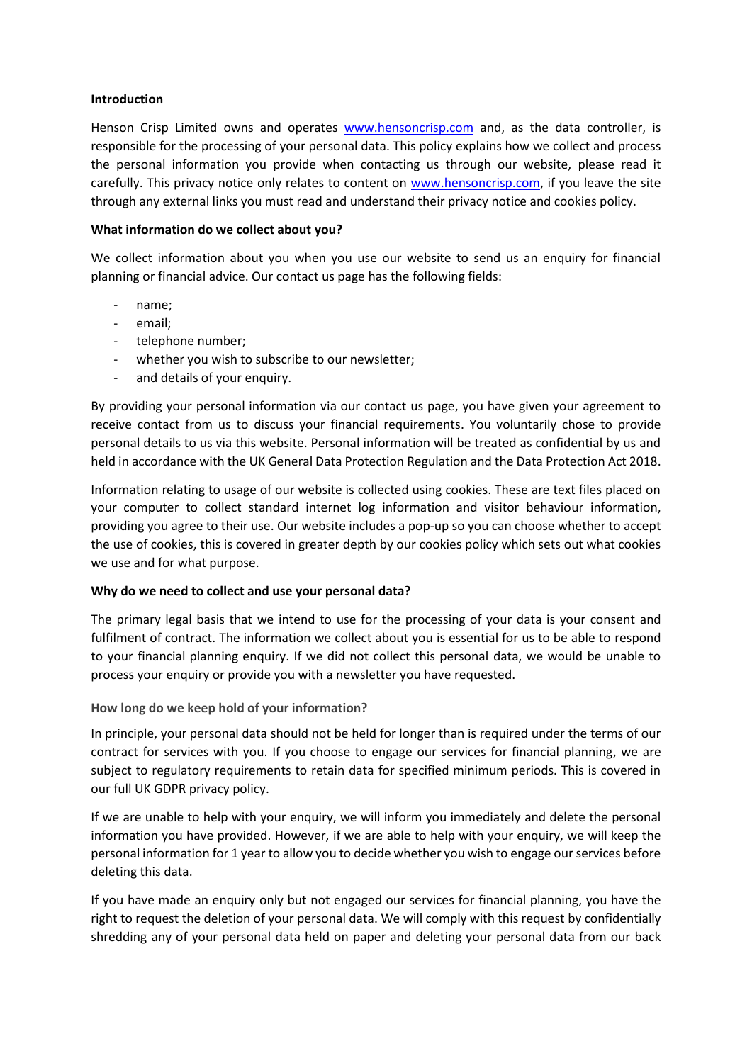**Introduction**

Henson Crisp Limited owns and operates www.hensoncrisp.com and, as the data controller, is responsible for the processing of your personal data. This policy explains how we collect and process the personal information you provide when contacting us through our website, please read it carefully. This privacy notice only relates to content on www.hensoncrisp.com, if you leave the site through any external links you must read and understand their privacy notice and cookies policy.

**What information do we collect about you?**

We collect information about you when you use our website to send us an enquiry for financial planning or financial advice. Our contact us page has the following fields:

- name;
- email;
- telephone number;
- whether you wish to subscribe to our newsletter;
- and details of your enquiry.

By providing your personal information via our contact us page, you have given your agreement to receive contact from us to discuss your financial requirements. You voluntarily chose to provide personal details to us via this website. Personal information will be treated as confidential by us and held in accordance with the UK General Data Protection Regulation and the Data Protection Act 2018.

Information relating to usage of our website is collected using cookies. These are text files placed on your computer to collect standard internet log information and visitor behaviour information, providing you agree to their use. Our website includes a pop-up so you can choose whether to accept the use of cookies, this is covered in greater depth by our cookies policy which sets out what cookies we use and for what purpose.

**Why do we need to collect and use your personal data?**

The primary legal basis that we intend to use for the processing of your data is your consent and fulfilment of contract. The information we collect about you is essential for us to be able to respond to your financial planning enquiry. If we did not collect this personal data, we would be unable to process your enquiry or provide you with a newsletter you have requested.

**How long do we keep hold of your information?**

In principle, your personal data should not be held for longer than is required under the terms of our contract for services with you. If you choose to engage our services for financial planning, we are subject to regulatory requirements to retain data for specified minimum periods. This is covered in our full UK GDPR privacy policy.

If we are unable to help with your enquiry, we will inform you immediately and delete the personal information you have provided. However, if we are able to help with your enquiry, we will keep the personal information for 1 year to allow you to decide whether you wish to engage our services before deleting this data.

If you have made an enquiry only but not engaged our services for financial planning, you have the right to request the deletion of your personal data. We will comply with this request by confidentially shredding any of your personal data held on paper and deleting your personal data from our back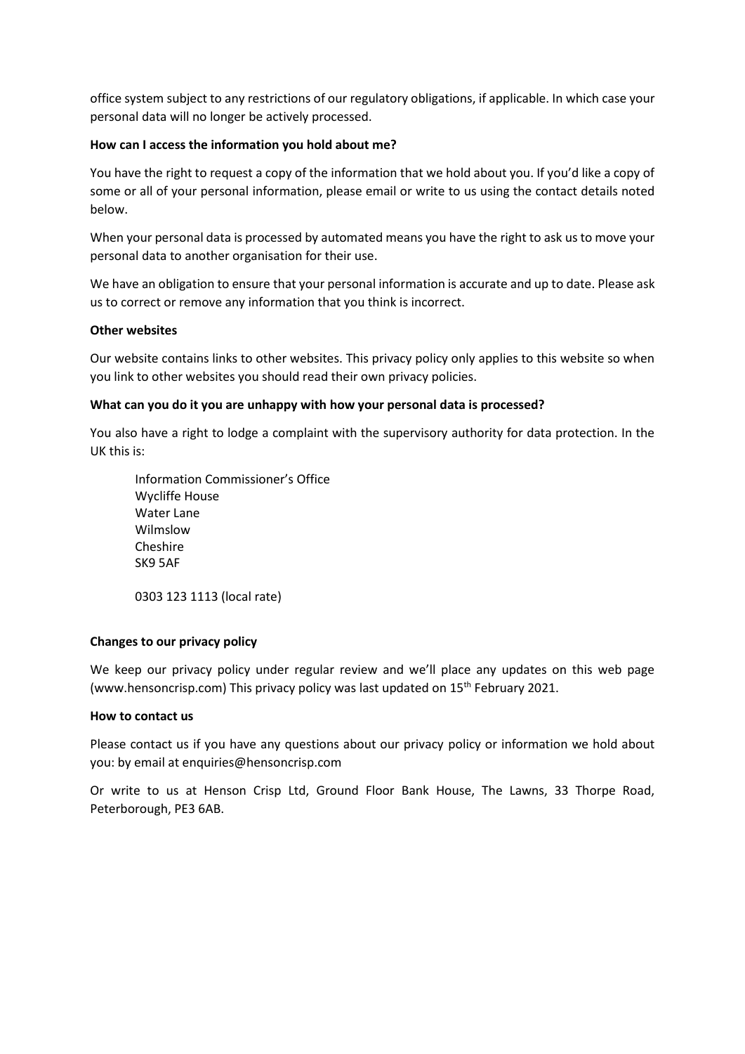office system subject to any restrictions of our regulatory obligations, if applicable. In which case your personal data will no longer be actively processed.

**How can I access the information you hold about me?**

You have the right to request a copy of the information that we hold about you. If you'd like a copy of some or all of your personal information, please email or write to us using the contact details noted below.

When your personal data is processed by automated means you have the right to ask us to move your personal data to another organisation for their use.

We have an obligation to ensure that your personal information is accurate and up to date. Please ask us to correct or remove any information that you think is incorrect.

**Other websites**

Our website contains links to other websites. This privacy policy only applies to this website so when you link to other websites you should read their own privacy policies.

**What can you do it you are unhappy with how your personal data is processed?**

You also have a right to lodge a complaint with the supervisory authority for data protection. In the UK this is:

Information Commissioner's Office
Wycliffe House
Water Lane
Wilmslow
Cheshire
SK9 5AF

0303 123 1113 (local rate)

**Changes to our privacy policy**

We keep our privacy policy under regular review and we'll place any updates on this web page (www.hensoncrisp.com) This privacy policy was last updated on 15th February 2021.

**How to contact us**

Please contact us if you have any questions about our privacy policy or information we hold about you: by email at enquiries@hensoncrisp.com

Or write to us at Henson Crisp Ltd, Ground Floor Bank House, The Lawns, 33 Thorpe Road, Peterborough, PE3 6AB.